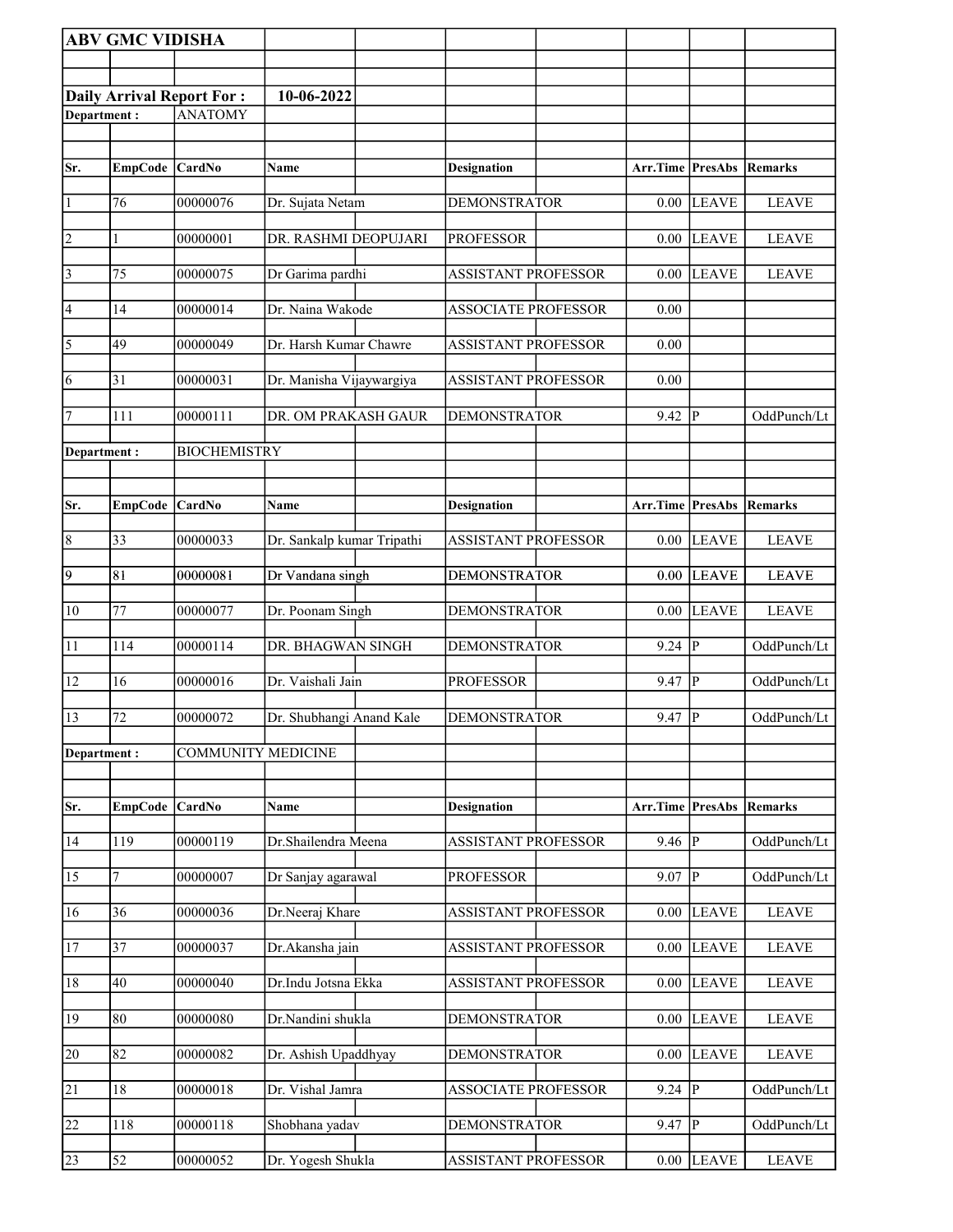**ABV GMC VIDISHA**

**Daily Arrival Report For :** **10-06-2022**

**Department :** ANATOMY

| Sr. | EmpCode | CardNo | Name | Designation | Arr.Time | PresAbs | Remarks |
|---|---|---|---|---|---|---|---|
| 1 | 76 | 00000076 | Dr. Sujata Netam | DEMONSTRATOR | 0.00 | LEAVE | LEAVE |
| 2 | 1 | 00000001 | DR. RASHMI DEOPUJARI | PROFESSOR | 0.00 | LEAVE | LEAVE |
| 3 | 75 | 00000075 | Dr Garima pardhi | ASSISTANT PROFESSOR | 0.00 | LEAVE | LEAVE |
| 4 | 14 | 00000014 | Dr. Naina Wakode | ASSOCIATE PROFESSOR | 0.00 | | |
| 5 | 49 | 00000049 | Dr. Harsh Kumar Chawre | ASSISTANT PROFESSOR | 0.00 | | |
| 6 | 31 | 00000031 | Dr. Manisha Vijaywargiya | ASSISTANT PROFESSOR | 0.00 | | |
| 7 | 111 | 00000111 | DR. OM PRAKASH GAUR | DEMONSTRATOR | 9.42 | P | OddPunch/Lt |

**Department :** BIOCHEMISTRY

| Sr. | EmpCode | CardNo | Name | Designation | Arr.Time | PresAbs | Remarks |
|---|---|---|---|---|---|---|---|
| 8 | 33 | 00000033 | Dr. Sankalp kumar Tripathi | ASSISTANT PROFESSOR | 0.00 | LEAVE | LEAVE |
| 9 | 81 | 00000081 | Dr Vandana singh | DEMONSTRATOR | 0.00 | LEAVE | LEAVE |
| 10 | 77 | 00000077 | Dr. Poonam Singh | DEMONSTRATOR | 0.00 | LEAVE | LEAVE |
| 11 | 114 | 00000114 | DR. BHAGWAN SINGH | DEMONSTRATOR | 9.24 | P | OddPunch/Lt |
| 12 | 16 | 00000016 | Dr. Vaishali Jain | PROFESSOR | 9.47 | P | OddPunch/Lt |
| 13 | 72 | 00000072 | Dr. Shubhangi Anand Kale | DEMONSTRATOR | 9.47 | P | OddPunch/Lt |

**Department :** COMMUNITY MEDICINE

| Sr. | EmpCode | CardNo | Name | Designation | Arr.Time | PresAbs | Remarks |
|---|---|---|---|---|---|---|---|
| 14 | 119 | 00000119 | Dr.Shailendra Meena | ASSISTANT PROFESSOR | 9.46 | P | OddPunch/Lt |
| 15 | 7 | 00000007 | Dr Sanjay agarawal | PROFESSOR | 9.07 | P | OddPunch/Lt |
| 16 | 36 | 00000036 | Dr.Neeraj Khare | ASSISTANT PROFESSOR | 0.00 | LEAVE | LEAVE |
| 17 | 37 | 00000037 | Dr.Akansha jain | ASSISTANT PROFESSOR | 0.00 | LEAVE | LEAVE |
| 18 | 40 | 00000040 | Dr.Indu Jotsna Ekka | ASSISTANT PROFESSOR | 0.00 | LEAVE | LEAVE |
| 19 | 80 | 00000080 | Dr.Nandini shukla | DEMONSTRATOR | 0.00 | LEAVE | LEAVE |
| 20 | 82 | 00000082 | Dr. Ashish Upaddhyay | DEMONSTRATOR | 0.00 | LEAVE | LEAVE |
| 21 | 18 | 00000018 | Dr. Vishal Jamra | ASSOCIATE PROFESSOR | 9.24 | P | OddPunch/Lt |
| 22 | 118 | 00000118 | Shobhana yadav | DEMONSTRATOR | 9.47 | P | OddPunch/Lt |
| 23 | 52 | 00000052 | Dr. Yogesh Shukla | ASSISTANT PROFESSOR | 0.00 | LEAVE | LEAVE |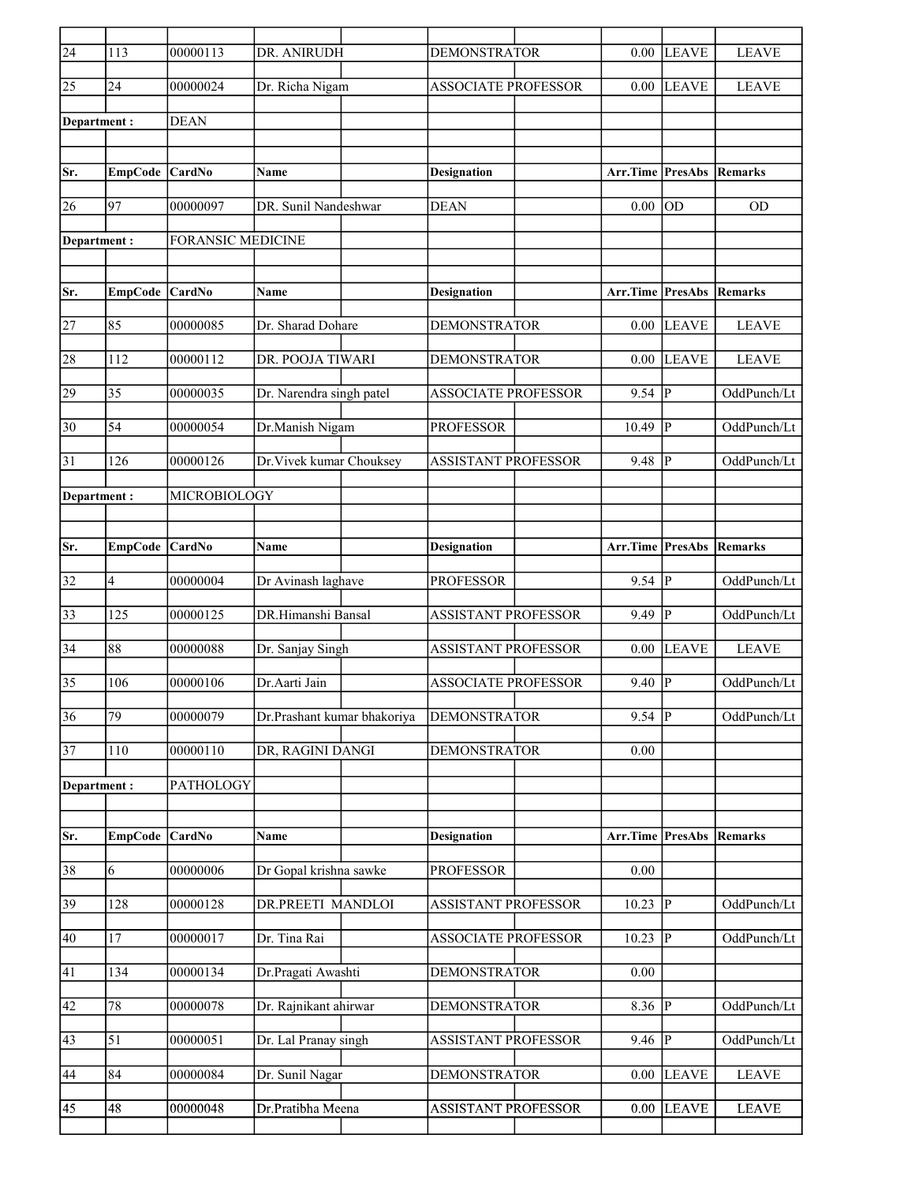| Sr. | EmpCode | CardNo | Name | Designation | Arr.Time | PresAbs | Remarks |
|---|---|---|---|---|---|---|---|
| 24 | 113 | 00000113 | DR. ANIRUDH | DEMONSTRATOR | 0.00 | LEAVE | LEAVE |
| 25 | 24 | 00000024 | Dr. Richa Nigam | ASSOCIATE PROFESSOR | 0.00 | LEAVE | LEAVE |

**Department :** DEAN

| Sr. | EmpCode | CardNo | Name | Designation | Arr.Time | PresAbs | Remarks |
|---|---|---|---|---|---|---|---|
| 26 | 97 | 00000097 | DR. Sunil Nandeshwar | DEAN | 0.00 | OD | OD |

**Department :** FORANSIC MEDICINE

| Sr. | EmpCode | CardNo | Name | Designation | Arr.Time | PresAbs | Remarks |
|---|---|---|---|---|---|---|---|
| 27 | 85 | 00000085 | Dr. Sharad Dohare | DEMONSTRATOR | 0.00 | LEAVE | LEAVE |
| 28 | 112 | 00000112 | DR. POOJA TIWARI | DEMONSTRATOR | 0.00 | LEAVE | LEAVE |
| 29 | 35 | 00000035 | Dr. Narendra singh patel | ASSOCIATE PROFESSOR | 9.54 | P | OddPunch/Lt |
| 30 | 54 | 00000054 | Dr.Manish Nigam | PROFESSOR | 10.49 | P | OddPunch/Lt |
| 31 | 126 | 00000126 | Dr.Vivek kumar Chouksey | ASSISTANT PROFESSOR | 9.48 | P | OddPunch/Lt |

**Department :** MICROBIOLOGY

| Sr. | EmpCode | CardNo | Name | Designation | Arr.Time | PresAbs | Remarks |
|---|---|---|---|---|---|---|---|
| 32 | 4 | 00000004 | Dr Avinash laghave | PROFESSOR | 9.54 | P | OddPunch/Lt |
| 33 | 125 | 00000125 | DR.Himanshi Bansal | ASSISTANT PROFESSOR | 9.49 | P | OddPunch/Lt |
| 34 | 88 | 00000088 | Dr. Sanjay Singh | ASSISTANT PROFESSOR | 0.00 | LEAVE | LEAVE |
| 35 | 106 | 00000106 | Dr.Aarti Jain | ASSOCIATE PROFESSOR | 9.40 | P | OddPunch/Lt |
| 36 | 79 | 00000079 | Dr.Prashant kumar bhakoriya | DEMONSTRATOR | 9.54 | P | OddPunch/Lt |
| 37 | 110 | 00000110 | DR, RAGINI DANGI | DEMONSTRATOR | 0.00 | | |

**Department :** PATHOLOGY

| Sr. | EmpCode | CardNo | Name | Designation | Arr.Time | PresAbs | Remarks |
|---|---|---|---|---|---|---|---|
| 38 | 6 | 00000006 | Dr Gopal krishna sawke | PROFESSOR | 0.00 | | |
| 39 | 128 | 00000128 | DR.PREETI MANDLOI | ASSISTANT PROFESSOR | 10.23 | P | OddPunch/Lt |
| 40 | 17 | 00000017 | Dr. Tina Rai | ASSOCIATE PROFESSOR | 10.23 | P | OddPunch/Lt |
| 41 | 134 | 00000134 | Dr.Pragati Awashti | DEMONSTRATOR | 0.00 | | |
| 42 | 78 | 00000078 | Dr. Rajnikant ahirwar | DEMONSTRATOR | 8.36 | P | OddPunch/Lt |
| 43 | 51 | 00000051 | Dr. Lal Pranay singh | ASSISTANT PROFESSOR | 9.46 | P | OddPunch/Lt |
| 44 | 84 | 00000084 | Dr. Sunil Nagar | DEMONSTRATOR | 0.00 | LEAVE | LEAVE |
| 45 | 48 | 00000048 | Dr.Pratibha Meena | ASSISTANT PROFESSOR | 0.00 | LEAVE | LEAVE |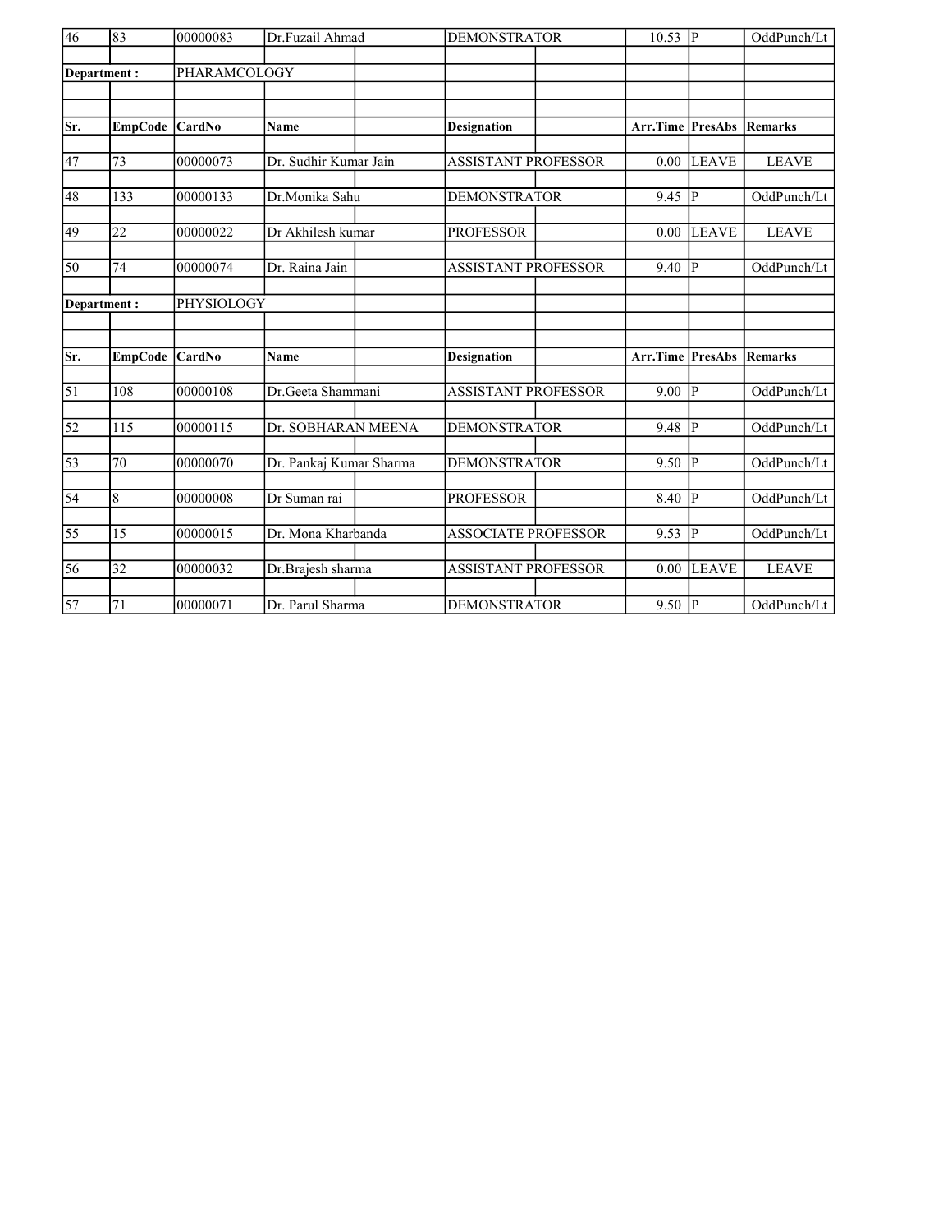| Sr. | EmpCode | CardNo | Name | Designation | Arr.Time | PresAbs | Remarks |
|---|---|---|---|---|---|---|---|
| 46 | 83 | 00000083 | Dr.Fuzail Ahmad | DEMONSTRATOR | 10.53 | P | OddPunch/Lt |

Department : PHARAMCOLOGY

| Sr. | EmpCode | CardNo | Name | Designation | Arr.Time | PresAbs | Remarks |
|---|---|---|---|---|---|---|---|
| 47 | 73 | 00000073 | Dr. Sudhir Kumar Jain | ASSISTANT PROFESSOR | 0.00 | LEAVE | LEAVE |
| 48 | 133 | 00000133 | Dr.Monika Sahu | DEMONSTRATOR | 9.45 | P | OddPunch/Lt |
| 49 | 22 | 00000022 | Dr Akhilesh kumar | PROFESSOR | 0.00 | LEAVE | LEAVE |
| 50 | 74 | 00000074 | Dr. Raina Jain | ASSISTANT PROFESSOR | 9.40 | P | OddPunch/Lt |

Department : PHYSIOLOGY

| Sr. | EmpCode | CardNo | Name | Designation | Arr.Time | PresAbs | Remarks |
|---|---|---|---|---|---|---|---|
| 51 | 108 | 00000108 | Dr.Geeta Shammani | ASSISTANT PROFESSOR | 9.00 | P | OddPunch/Lt |
| 52 | 115 | 00000115 | Dr. SOBHARAN MEENA | DEMONSTRATOR | 9.48 | P | OddPunch/Lt |
| 53 | 70 | 00000070 | Dr. Pankaj Kumar Sharma | DEMONSTRATOR | 9.50 | P | OddPunch/Lt |
| 54 | 8 | 00000008 | Dr Suman rai | PROFESSOR | 8.40 | P | OddPunch/Lt |
| 55 | 15 | 00000015 | Dr. Mona Kharbanda | ASSOCIATE PROFESSOR | 9.53 | P | OddPunch/Lt |
| 56 | 32 | 00000032 | Dr.Brajesh sharma | ASSISTANT PROFESSOR | 0.00 | LEAVE | LEAVE |
| 57 | 71 | 00000071 | Dr. Parul Sharma | DEMONSTRATOR | 9.50 | P | OddPunch/Lt |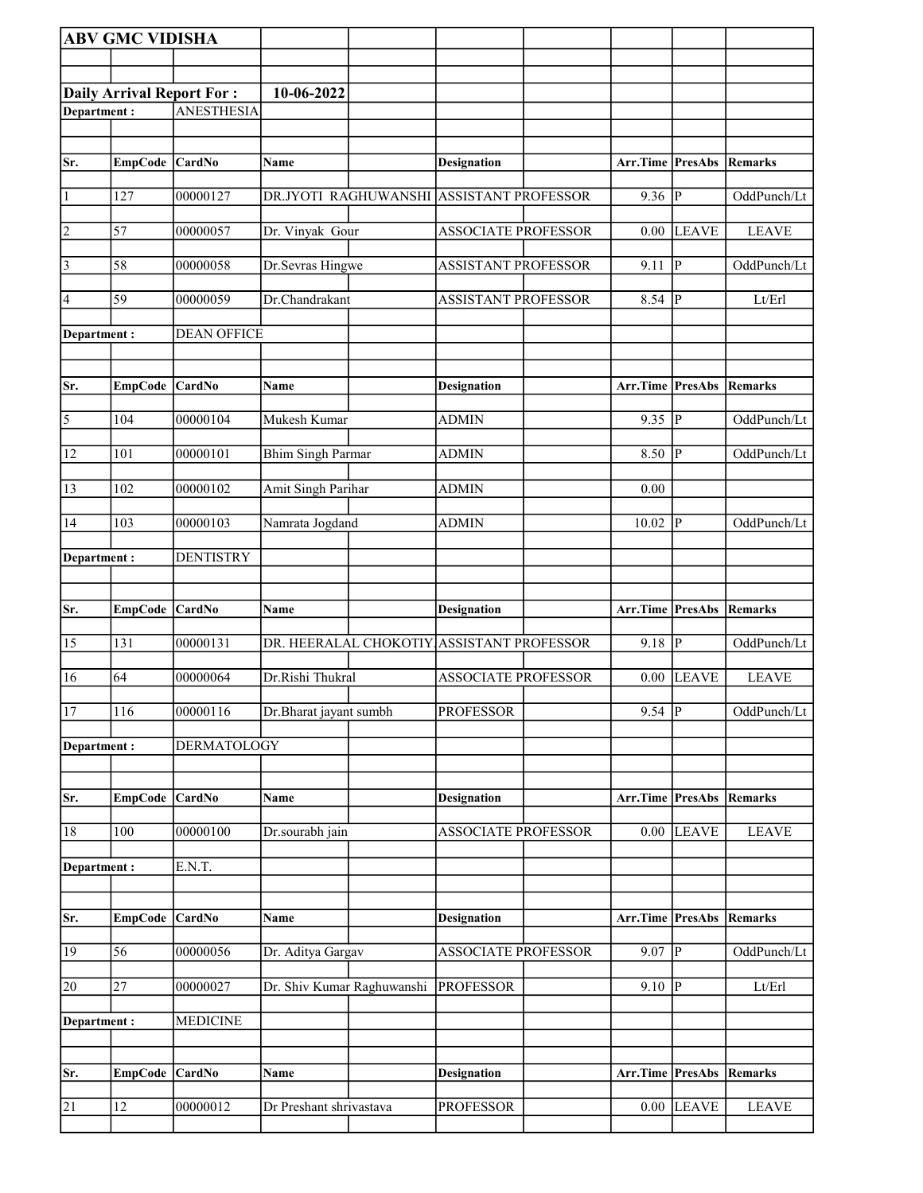**ABV GMC VIDISHA**

**Daily Arrival Report For :** **10-06-2022**

**Department :** ANESTHESIA

| Sr. | EmpCode | CardNo | Name | Designation | Arr.Time | PresAbs | Remarks |
|---|---|---|---|---|---|---|---|
| 1 | 127 | 00000127 | DR.JYOTI RAGHUWANSHI | ASSISTANT PROFESSOR | 9.36 | P | OddPunch/Lt |
| 2 | 57 | 00000057 | Dr. Vinyak Gour | ASSOCIATE PROFESSOR | 0.00 | LEAVE | LEAVE |
| 3 | 58 | 00000058 | Dr.Sevras Hingwe | ASSISTANT PROFESSOR | 9.11 | P | OddPunch/Lt |
| 4 | 59 | 00000059 | Dr.Chandrakant | ASSISTANT PROFESSOR | 8.54 | P | Lt/Erl |

**Department :** DEAN OFFICE

| Sr. | EmpCode | CardNo | Name | Designation | Arr.Time | PresAbs | Remarks |
|---|---|---|---|---|---|---|---|
| 5 | 104 | 00000104 | Mukesh Kumar | ADMIN | 9.35 | P | OddPunch/Lt |
| 12 | 101 | 00000101 | Bhim Singh Parmar | ADMIN | 8.50 | P | OddPunch/Lt |
| 13 | 102 | 00000102 | Amit Singh Parihar | ADMIN | 0.00 | | |
| 14 | 103 | 00000103 | Namrata Jogdand | ADMIN | 10.02 | P | OddPunch/Lt |

**Department :** DENTISTRY

| Sr. | EmpCode | CardNo | Name | Designation | Arr.Time | PresAbs | Remarks |
|---|---|---|---|---|---|---|---|
| 15 | 131 | 00000131 | DR. HEERALAL CHOKOTIY | ASSISTANT PROFESSOR | 9.18 | P | OddPunch/Lt |
| 16 | 64 | 00000064 | Dr.Rishi Thukral | ASSOCIATE PROFESSOR | 0.00 | LEAVE | LEAVE |
| 17 | 116 | 00000116 | Dr.Bharat jayant sumbh | PROFESSOR | 9.54 | P | OddPunch/Lt |

**Department :** DERMATOLOGY

| Sr. | EmpCode | CardNo | Name | Designation | Arr.Time | PresAbs | Remarks |
|---|---|---|---|---|---|---|---|
| 18 | 100 | 00000100 | Dr.sourabh jain | ASSOCIATE PROFESSOR | 0.00 | LEAVE | LEAVE |

**Department :** E.N.T.

| Sr. | EmpCode | CardNo | Name | Designation | Arr.Time | PresAbs | Remarks |
|---|---|---|---|---|---|---|---|
| 19 | 56 | 00000056 | Dr. Aditya Gargav | ASSOCIATE PROFESSOR | 9.07 | P | OddPunch/Lt |
| 20 | 27 | 00000027 | Dr. Shiv Kumar Raghuwanshi | PROFESSOR | 9.10 | P | Lt/Erl |

**Department :** MEDICINE

| Sr. | EmpCode | CardNo | Name | Designation | Arr.Time | PresAbs | Remarks |
|---|---|---|---|---|---|---|---|
| 21 | 12 | 00000012 | Dr Preshant shrivastava | PROFESSOR | 0.00 | LEAVE | LEAVE |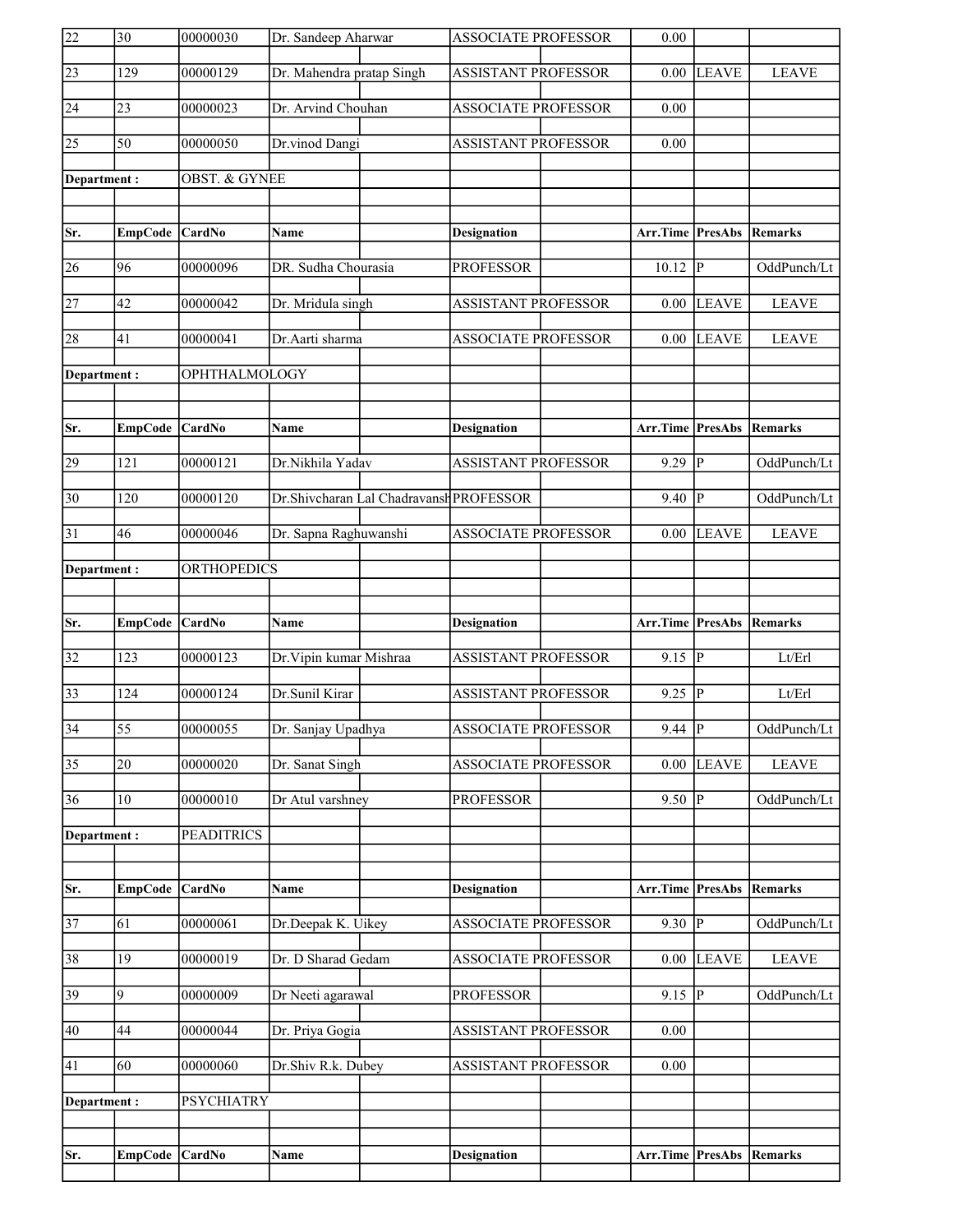| Sr. | EmpCode | CardNo | Name | Designation | Arr.Time | PresAbs | Remarks |
|---|---|---|---|---|---|---|---|
| 22 | 30 | 00000030 | Dr. Sandeep Aharwar | ASSOCIATE PROFESSOR | 0.00 | | |
| 23 | 129 | 00000129 | Dr. Mahendra pratap Singh | ASSISTANT PROFESSOR | 0.00 | LEAVE | LEAVE |
| 24 | 23 | 00000023 | Dr. Arvind Chouhan | ASSOCIATE PROFESSOR | 0.00 | | |
| 25 | 50 | 00000050 | Dr.vinod Dangi | ASSISTANT PROFESSOR | 0.00 | | |

**Department :** OBST. & GYNEE

| Sr. | EmpCode | CardNo | Name | Designation | Arr.Time | PresAbs | Remarks |
|---|---|---|---|---|---|---|---|
| 26 | 96 | 00000096 | DR. Sudha Chourasia | PROFESSOR | 10.12 | P | OddPunch/Lt |
| 27 | 42 | 00000042 | Dr. Mridula singh | ASSISTANT PROFESSOR | 0.00 | LEAVE | LEAVE |
| 28 | 41 | 00000041 | Dr.Aarti sharma | ASSOCIATE PROFESSOR | 0.00 | LEAVE | LEAVE |

**Department :** OPHTHALMOLOGY

| Sr. | EmpCode | CardNo | Name | Designation | Arr.Time | PresAbs | Remarks |
|---|---|---|---|---|---|---|---|
| 29 | 121 | 00000121 | Dr.Nikhila Yadav | ASSISTANT PROFESSOR | 9.29 | P | OddPunch/Lt |
| 30 | 120 | 00000120 | Dr.Shivcharan Lal Chadravansh | PROFESSOR | 9.40 | P | OddPunch/Lt |
| 31 | 46 | 00000046 | Dr. Sapna Raghuwanshi | ASSOCIATE PROFESSOR | 0.00 | LEAVE | LEAVE |

**Department :** ORTHOPEDICS

| Sr. | EmpCode | CardNo | Name | Designation | Arr.Time | PresAbs | Remarks |
|---|---|---|---|---|---|---|---|
| 32 | 123 | 00000123 | Dr.Vipin kumar Mishraa | ASSISTANT PROFESSOR | 9.15 | P | Lt/Erl |
| 33 | 124 | 00000124 | Dr.Sunil Kirar | ASSISTANT PROFESSOR | 9.25 | P | Lt/Erl |
| 34 | 55 | 00000055 | Dr. Sanjay Upadhya | ASSOCIATE PROFESSOR | 9.44 | P | OddPunch/Lt |
| 35 | 20 | 00000020 | Dr. Sanat Singh | ASSOCIATE PROFESSOR | 0.00 | LEAVE | LEAVE |
| 36 | 10 | 00000010 | Dr Atul varshney | PROFESSOR | 9.50 | P | OddPunch/Lt |

**Department :** PEADITRICS

| Sr. | EmpCode | CardNo | Name | Designation | Arr.Time | PresAbs | Remarks |
|---|---|---|---|---|---|---|---|
| 37 | 61 | 00000061 | Dr.Deepak K. Uikey | ASSOCIATE PROFESSOR | 9.30 | P | OddPunch/Lt |
| 38 | 19 | 00000019 | Dr. D Sharad Gedam | ASSOCIATE PROFESSOR | 0.00 | LEAVE | LEAVE |
| 39 | 9 | 00000009 | Dr Neeti agarawal | PROFESSOR | 9.15 | P | OddPunch/Lt |
| 40 | 44 | 00000044 | Dr. Priya Gogia | ASSISTANT PROFESSOR | 0.00 | | |
| 41 | 60 | 00000060 | Dr.Shiv R.k. Dubey | ASSISTANT PROFESSOR | 0.00 | | |

**Department :** PSYCHIATRY

| Sr. | EmpCode | CardNo | Name | Designation | Arr.Time | PresAbs | Remarks |
|---|---|---|---|---|---|---|---|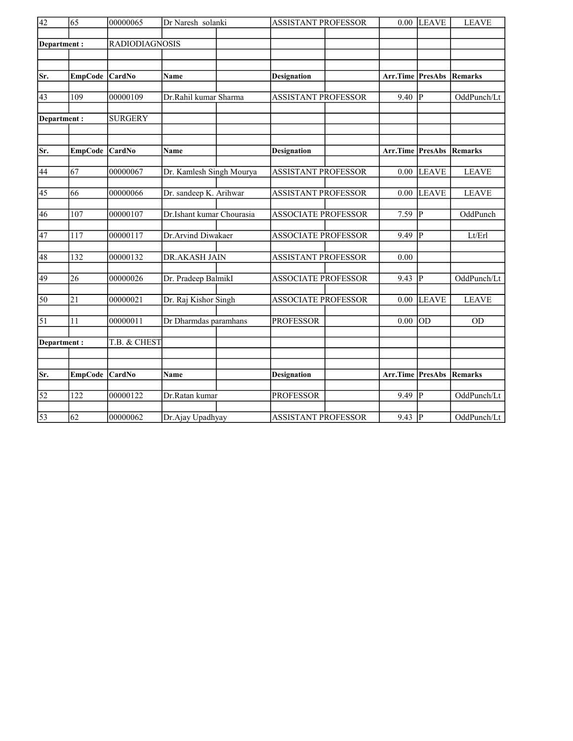| Sr. | EmpCode | CardNo | Name | Designation | Arr.Time | PresAbs | Remarks |
|---|---|---|---|---|---|---|---|
| 42 | 65 | 00000065 | Dr Naresh solanki | ASSISTANT PROFESSOR | 0.00 | LEAVE | LEAVE |

**Department :** RADIODIAGNOSIS

| Sr. | EmpCode | CardNo | Name | Designation | Arr.Time | PresAbs | Remarks |
|---|---|---|---|---|---|---|---|
| 43 | 109 | 00000109 | Dr.Rahil kumar Sharma | ASSISTANT PROFESSOR | 9.40 | P | OddPunch/Lt |

**Department :** SURGERY

| Sr. | EmpCode | CardNo | Name | Designation | Arr.Time | PresAbs | Remarks |
|---|---|---|---|---|---|---|---|
| 44 | 67 | 00000067 | Dr. Kamlesh Singh Mourya | ASSISTANT PROFESSOR | 0.00 | LEAVE | LEAVE |
| 45 | 66 | 00000066 | Dr. sandeep K. Arihwar | ASSISTANT PROFESSOR | 0.00 | LEAVE | LEAVE |
| 46 | 107 | 00000107 | Dr.Ishant kumar Chourasia | ASSOCIATE PROFESSOR | 7.59 | P | OddPunch |
| 47 | 117 | 00000117 | Dr.Arvind Diwakaer | ASSOCIATE PROFESSOR | 9.49 | P | Lt/Erl |
| 48 | 132 | 00000132 | DR.AKASH JAIN | ASSISTANT PROFESSOR | 0.00 | | |
| 49 | 26 | 00000026 | Dr. Pradeep BalmikI | ASSOCIATE PROFESSOR | 9.43 | P | OddPunch/Lt |
| 50 | 21 | 00000021 | Dr. Raj Kishor Singh | ASSOCIATE PROFESSOR | 0.00 | LEAVE | LEAVE |
| 51 | 11 | 00000011 | Dr Dharmdas paramhans | PROFESSOR | 0.00 | OD | OD |

**Department :** T.B. & CHEST

| Sr. | EmpCode | CardNo | Name | Designation | Arr.Time | PresAbs | Remarks |
|---|---|---|---|---|---|---|---|
| 52 | 122 | 00000122 | Dr.Ratan kumar | PROFESSOR | 9.49 | P | OddPunch/Lt |
| 53 | 62 | 00000062 | Dr.Ajay Upadhyay | ASSISTANT PROFESSOR | 9.43 | P | OddPunch/Lt |